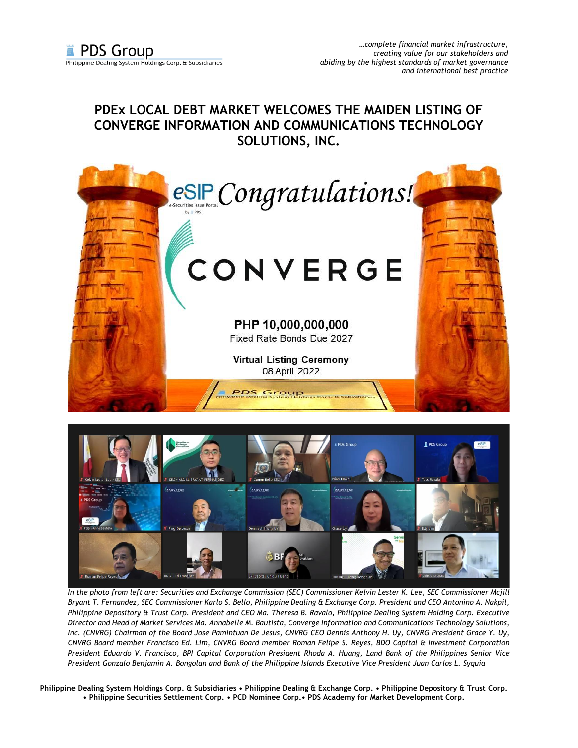# PDEx LOCAL DEBT MARKET WELCOMES THE MAIDEN LISTING OF CONVERGE INFORMATION AND COMMUNICATIONS TECHNOLOGY SOLUTIONS, INC.

*In the photo from left are: Securities and Exchange Commission (SEC) Commissioner Kelvin Lester K. Lee, SEC Commissioner Mcjill Bryant T. Fernandez, SEC Commissioner Karlo S. Bello, Philippine Dealing & Exchange Corp. President and CEO Antonino A. Nakpil, Philippine Depository & Trust Corp. President and CEO Ma. Theresa B. Ravalo, Philippine Dealing System Holding Corp. Executive Director and Head of Market Services Ma. Annabelle M. Bautista, Converge Information and Communications Technology Solutions, Inc. (CNVRG) Chairman of the Board Jose Pamintuan De Jesus, CNVRG CEO Dennis Anthony H. Uy, CNVRG President Grace Y. Uy, CNVRG Board member Francisco Ed. Lim, CNVRG Board member Roman Felipe S. Reyes, BDO Capital & Investment Corporation President Eduardo V. Francisco, BPI Capital Corporation President Rhoda A. Huang, Land Bank of the Philippines Senior Vice President Gonzalo Benjamin A. Bongolan and Bank of the Philippine Islands Executive Vice President Juan Carlos L. Syquia*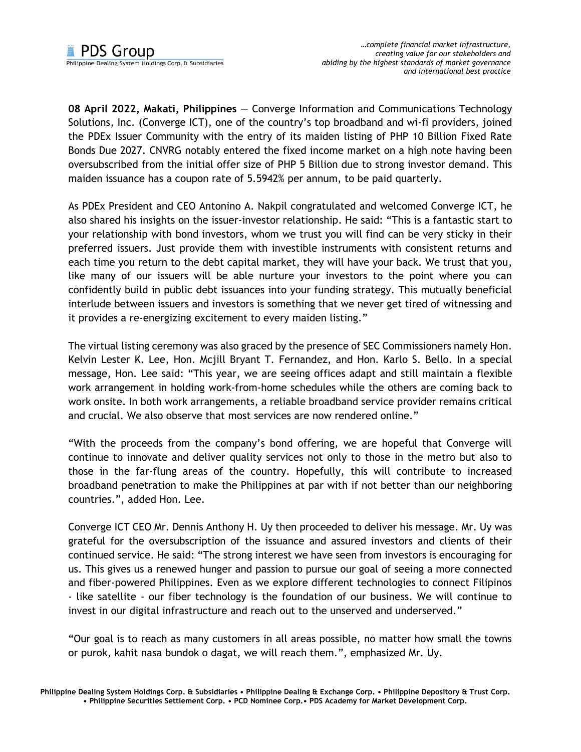**08 April 2022, Makati, Philippines** — Converge Information and Communications Technology Solutions, Inc. (Converge ICT), one of the country's top broadband and wi-fi providers, joined the PDEx Issuer Community with the entry of its maiden listing of PHP 10 Billion Fixed Rate Bonds Due 2027. CNVRG notably entered the fixed income market on a high note having been oversubscribed from the initial offer size of PHP 5 Billion due to strong investor demand. This maiden issuance has a coupon rate of 5.5942% per annum, to be paid quarterly.

As PDEx President and CEO Antonino A. Nakpil congratulated and welcomed Converge ICT, he also shared his insights on the issuer-investor relationship. He said: "This is a fantastic start to your relationship with bond investors, whom we trust you will find can be very sticky in their preferred issuers. Just provide them with investible instruments with consistent returns and each time you return to the debt capital market, they will have your back. We trust that you, like many of our issuers will be able nurture your investors to the point where you can confidently build in public debt issuances into your funding strategy. This mutually beneficial interlude between issuers and investors is something that we never get tired of witnessing and it provides a re-energizing excitement to every maiden listing."

The virtual listing ceremony was also graced by the presence of SEC Commissioners namely Hon. Kelvin Lester K. Lee, Hon. Mcjill Bryant T. Fernandez, and Hon. Karlo S. Bello. In a special message, Hon. Lee said: "This year, we are seeing offices adapt and still maintain a flexible work arrangement in holding work-from-home schedules while the others are coming back to work onsite. In both work arrangements, a reliable broadband service provider remains critical and crucial. We also observe that most services are now rendered online."

"With the proceeds from the company's bond offering, we are hopeful that Converge will continue to innovate and deliver quality services not only to those in the metro but also to those in the far-flung areas of the country. Hopefully, this will contribute to increased broadband penetration to make the Philippines at par with if not better than our neighboring countries.", added Hon. Lee.

Converge ICT CEO Mr. Dennis Anthony H. Uy then proceeded to deliver his message. Mr. Uy was grateful for the oversubscription of the issuance and assured investors and clients of their continued service. He said: "The strong interest we have seen from investors is encouraging for us. This gives us a renewed hunger and passion to pursue our goal of seeing a more connected and fiber-powered Philippines. Even as we explore different technologies to connect Filipinos - like satellite - our fiber technology is the foundation of our business. We will continue to invest in our digital infrastructure and reach out to the unserved and underserved."

"Our goal is to reach as many customers in all areas possible, no matter how small the towns or purok, kahit nasa bundok o dagat, we will reach them.", emphasized Mr. Uy.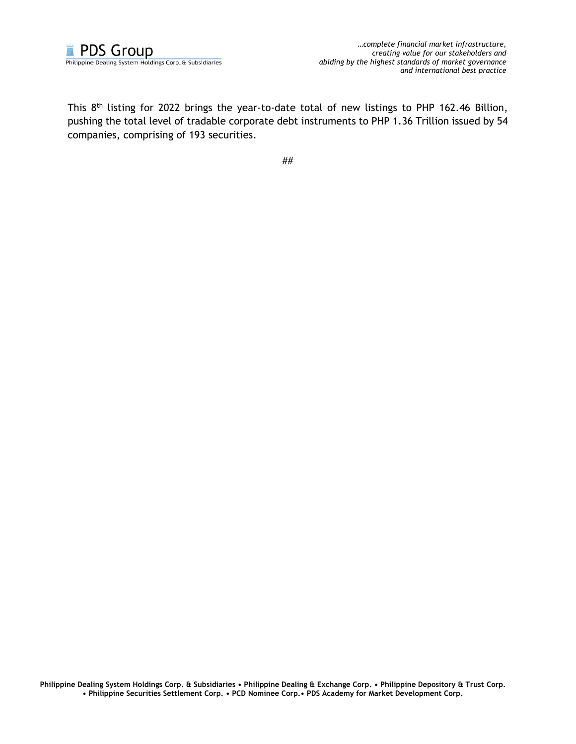This 8th listing for 2022 brings the year-to-date total of new listings to PHP 162.46 Billion, pushing the total level of tradable corporate debt instruments to PHP 1.36 Trillion issued by 54 companies, comprising of 193 securities.

##